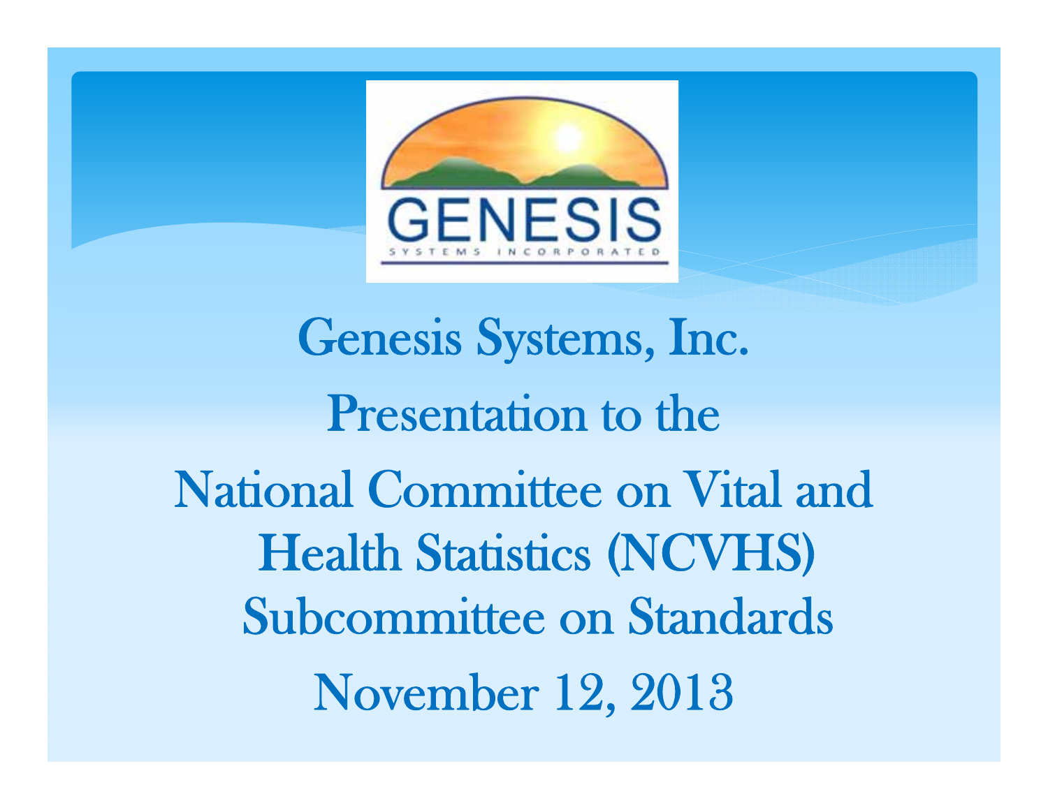# Genesis Systems, Inc.

Presentation to the

National Committee on Vital and Health Statistics (NCVHS) Subcommittee on Standards

November 12, 2013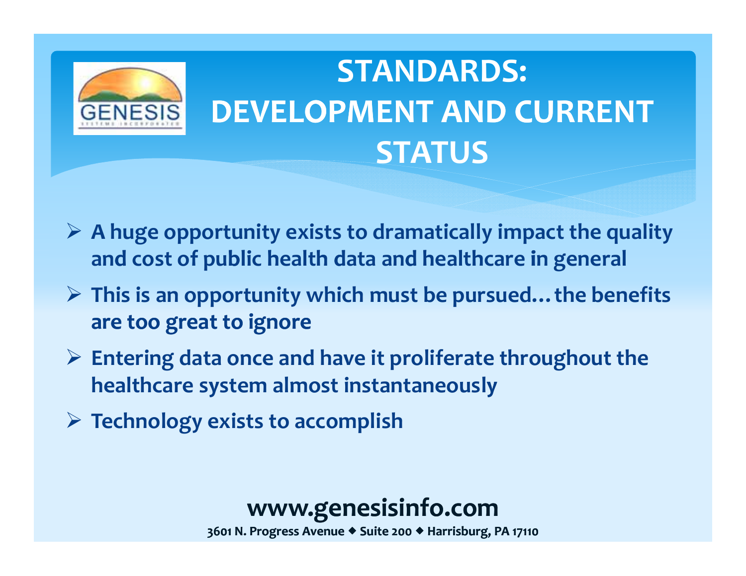# STANDARDS: DEVELOPMENT AND CURRENT STATUS

- A huge opportunity exists to dramatically impact the quality and cost of public health data and healthcare in general
- This is an opportunity which must be pursued…the benefits are too great to ignore
- Entering data once and have it proliferate throughout the healthcare system almost instantaneously
- Technology exists to accomplish

**www.genesisinfo.com**

3601 N. Progress Avenue ◆ Suite 200 ◆ Harrisburg, PA 17110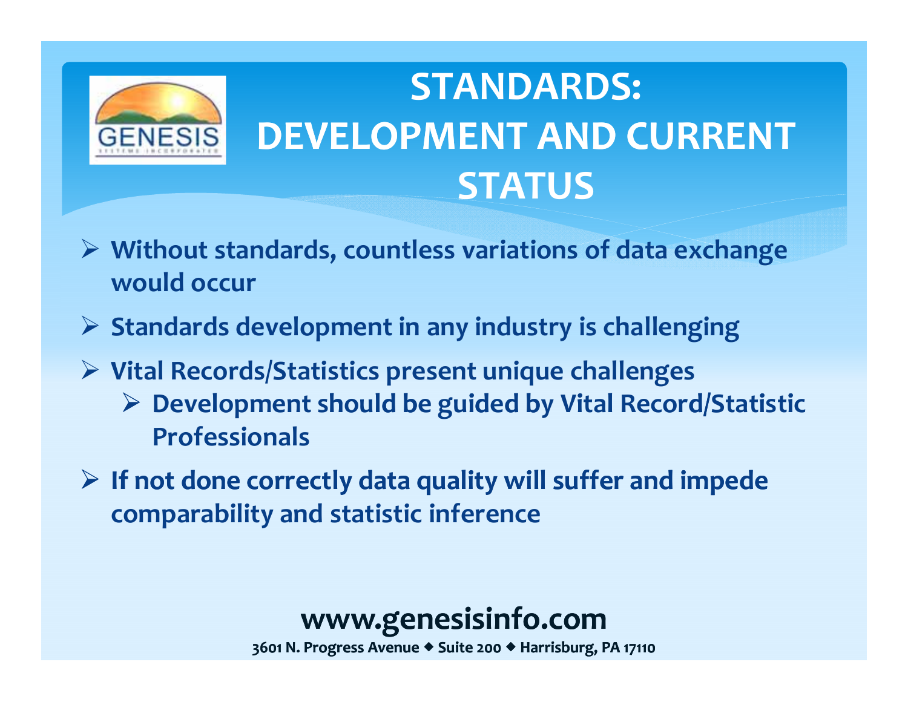# STANDARDS: DEVELOPMENT AND CURRENT STATUS

- **Without standards, countless variations of data exchange would occur**
- **Standards development in any industry is challenging**
- **Vital Records/Statistics present unique challenges**
  - **Development should be guided by Vital Record/Statistic Professionals**
- **If not done correctly data quality will suffer and impede comparability and statistic inference**

**www.genesisinfo.com**

**3601 N. Progress Avenue ◆ Suite 200 ◆ Harrisburg, PA 17110**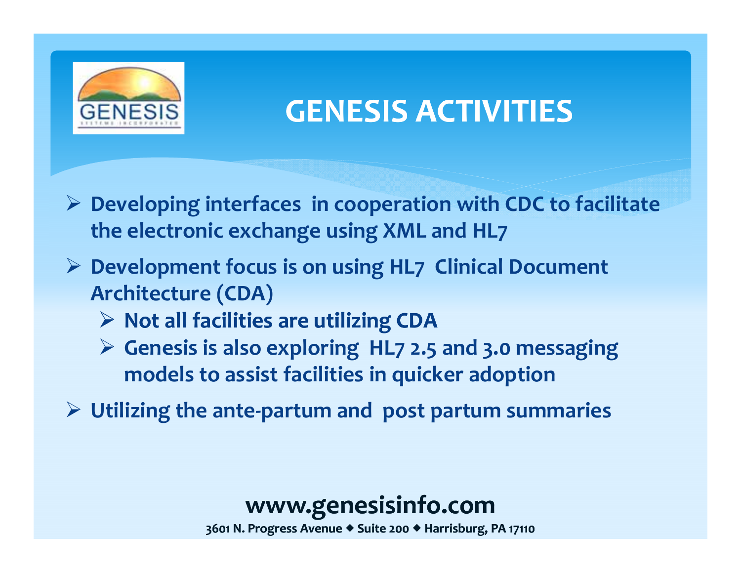# GENESIS ACTIVITIES

- Developing interfaces in cooperation with CDC to facilitate the electronic exchange using XML and HL7
- Development focus is on using HL7 Clinical Document Architecture (CDA)
  - Not all facilities are utilizing CDA
  - Genesis is also exploring HL7 2.5 and 3.0 messaging models to assist facilities in quicker adoption
- Utilizing the ante-partum and post partum summaries

**www.genesisinfo.com**

3601 N. Progress Avenue ◆ Suite 200 ◆ Harrisburg, PA 17110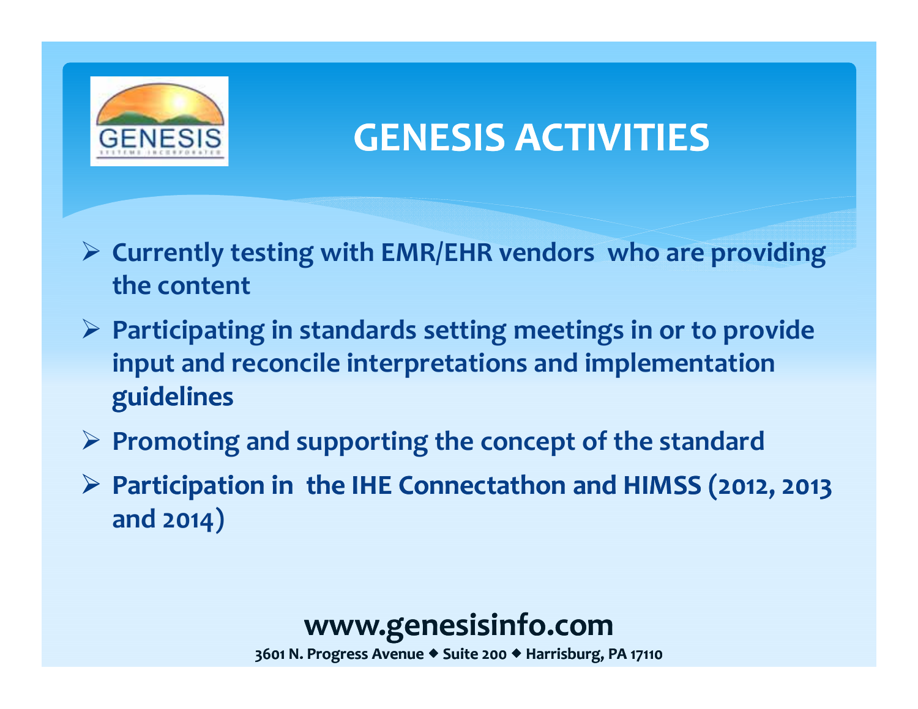# GENESIS ACTIVITIES

- Currently testing with EMR/EHR vendors who are providing the content
- Participating in standards setting meetings in or to provide input and reconcile interpretations and implementation guidelines
- Promoting and supporting the concept of the standard
- Participation in the IHE Connectathon and HIMSS (2012, 2013 and 2014)

**www.genesisinfo.com**

3601 N. Progress Avenue ◆ Suite 200 ◆ Harrisburg, PA 17110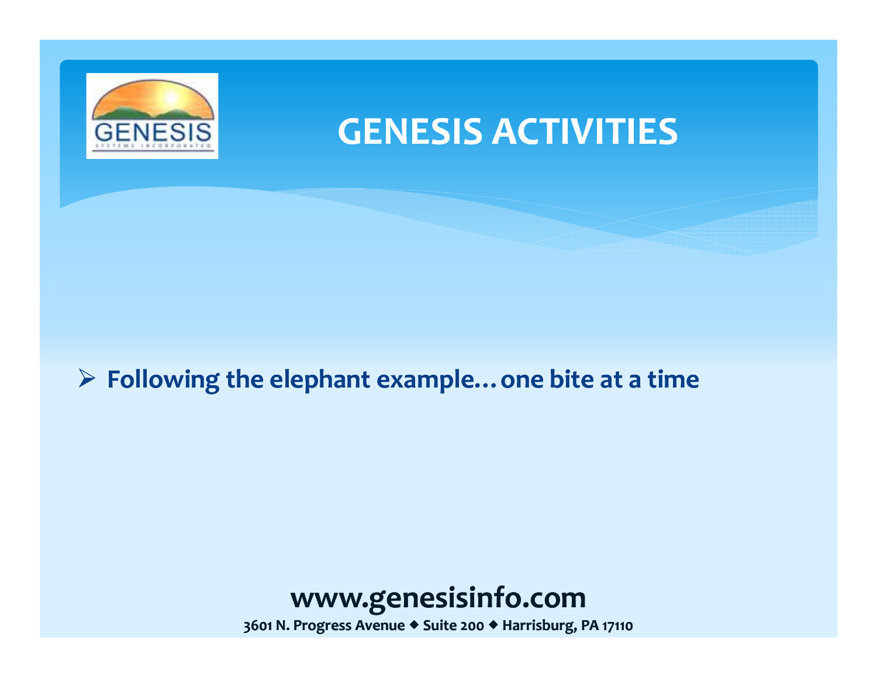# GENESIS ACTIVITIES

- **Following the elephant example…one bite at a time**

**www.genesisinfo.com**

**3601 N. Progress Avenue ◆ Suite 200 ◆ Harrisburg, PA 17110**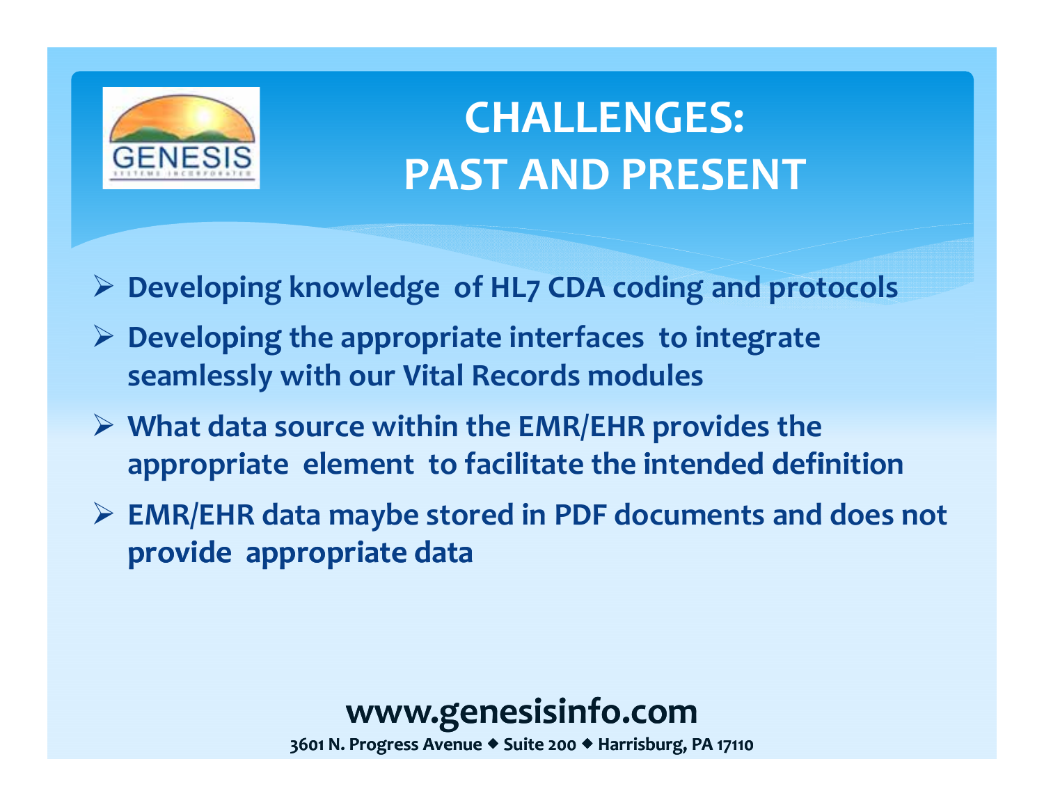# CHALLENGES: PAST AND PRESENT

- Developing knowledge of HL7 CDA coding and protocols
- Developing the appropriate interfaces to integrate seamlessly with our Vital Records modules
- What data source within the EMR/EHR provides the appropriate element to facilitate the intended definition
- EMR/EHR data maybe stored in PDF documents and does not provide appropriate data

**www.genesisinfo.com**

3601 N. Progress Avenue ◆ Suite 200 ◆ Harrisburg, PA 17110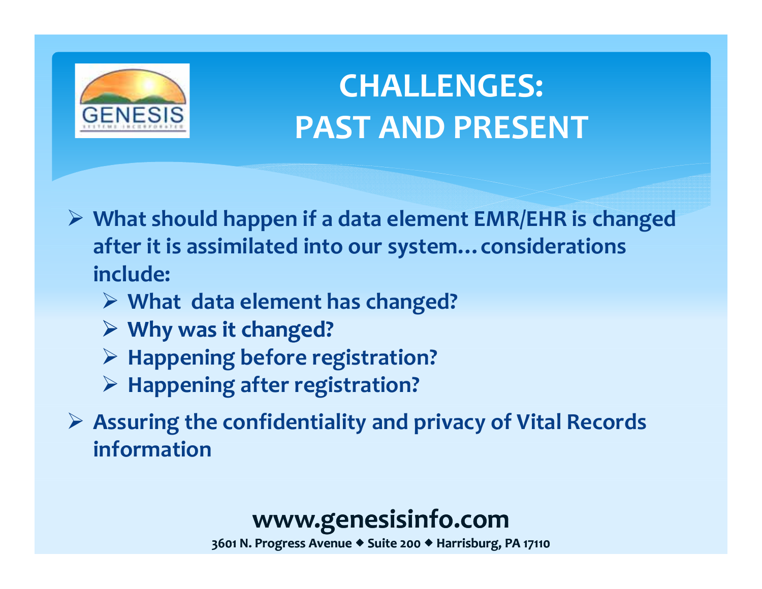# CHALLENGES: PAST AND PRESENT

- What should happen if a data element EMR/EHR is changed after it is assimilated into our system…considerations include:
  - What data element has changed?
  - Why was it changed?
  - Happening before registration?
  - Happening after registration?
- Assuring the confidentiality and privacy of Vital Records information

**www.genesisinfo.com**

3601 N. Progress Avenue ◆ Suite 200 ◆ Harrisburg, PA 17110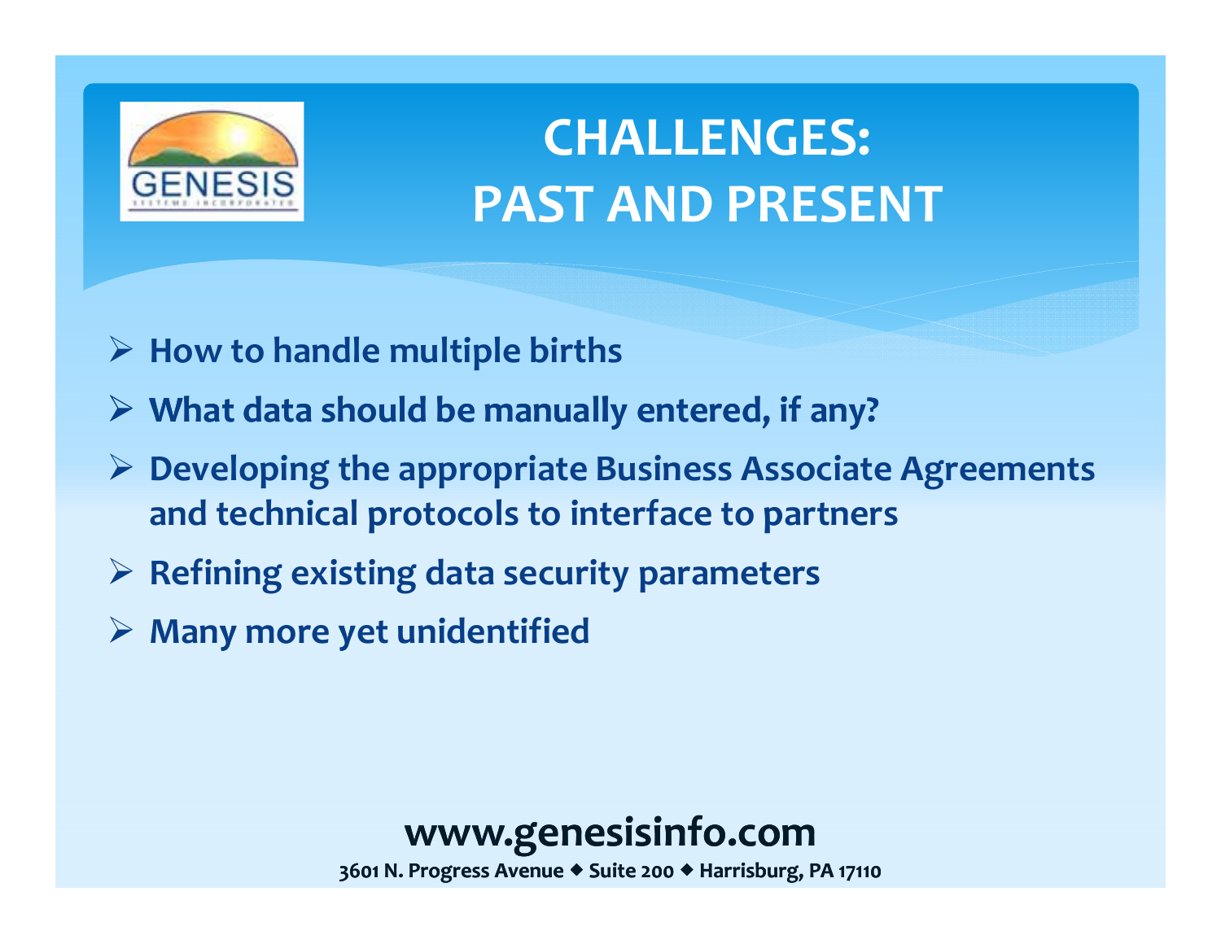# CHALLENGES: PAST AND PRESENT

- How to handle multiple births
- What data should be manually entered, if any?
- Developing the appropriate Business Associate Agreements and technical protocols to interface to partners
- Refining existing data security parameters
- Many more yet unidentified

**www.genesisinfo.com**

**3601 N. Progress Avenue ◆ Suite 200 ◆ Harrisburg, PA 17110**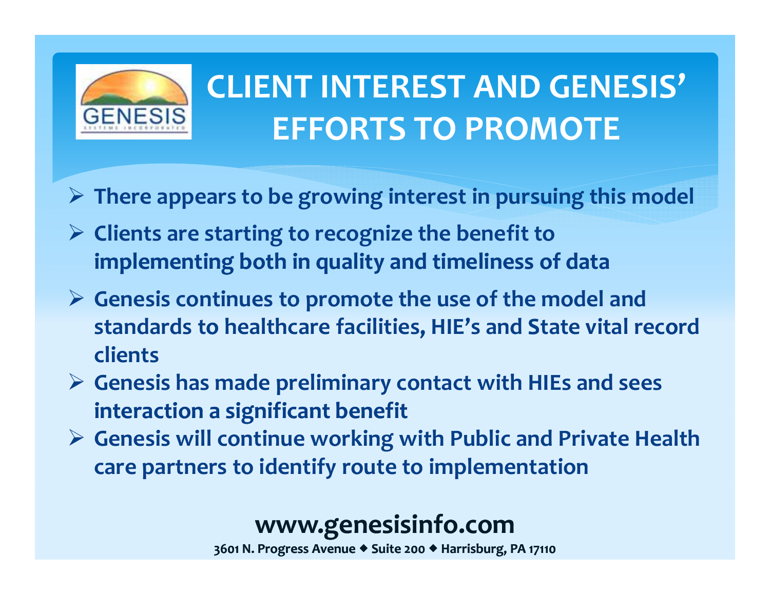# CLIENT INTEREST AND GENESIS' EFFORTS TO PROMOTE

- There appears to be growing interest in pursuing this model
- Clients are starting to recognize the benefit to implementing both in quality and timeliness of data
- Genesis continues to promote the use of the model and standards to healthcare facilities, HIE's and State vital record clients
- Genesis has made preliminary contact with HIEs and sees interaction a significant benefit
- Genesis will continue working with Public and Private Health care partners to identify route to implementation

**www.genesisinfo.com**

3601 N. Progress Avenue ◆ Suite 200 ◆ Harrisburg, PA 17110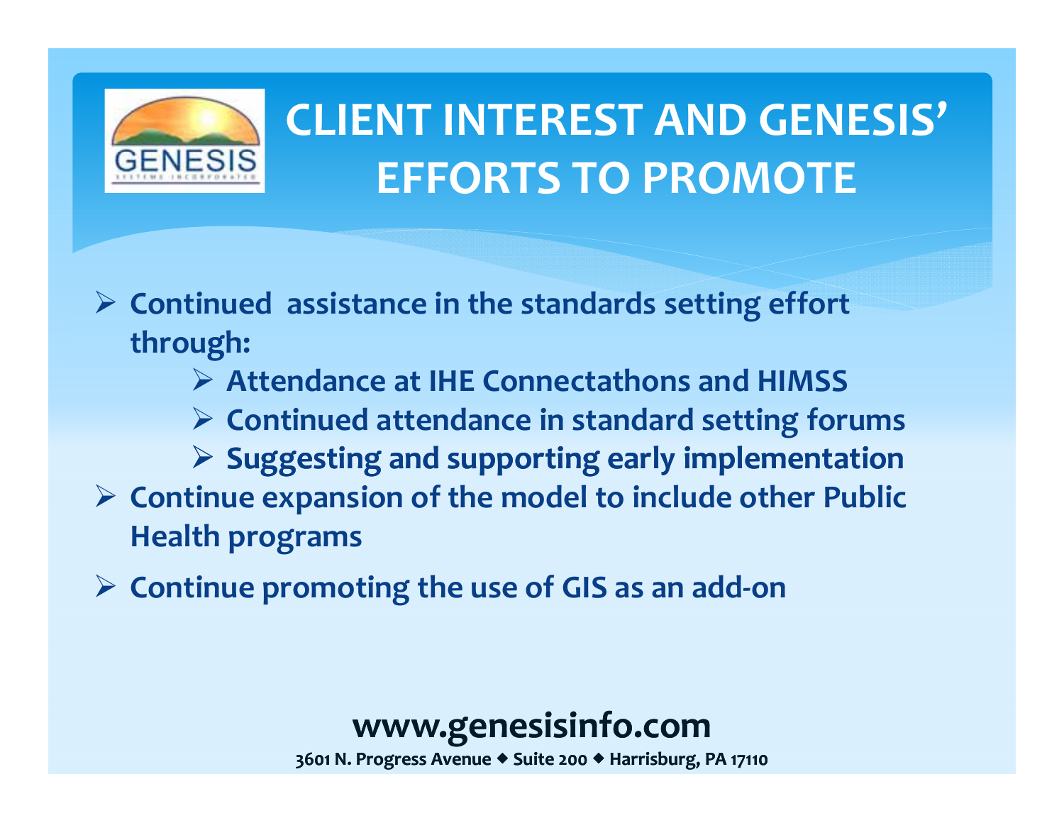# CLIENT INTEREST AND GENESIS' EFFORTS TO PROMOTE

- **Continued assistance in the standards setting effort through:**
  - **Attendance at IHE Connectathons and HIMSS**
  - **Continued attendance in standard setting forums**
  - **Suggesting and supporting early implementation**
- **Continue expansion of the model to include other Public Health programs**
- **Continue promoting the use of GIS as an add-on**

**www.genesisinfo.com**

**3601 N. Progress Avenue ◆ Suite 200 ◆ Harrisburg, PA 17110**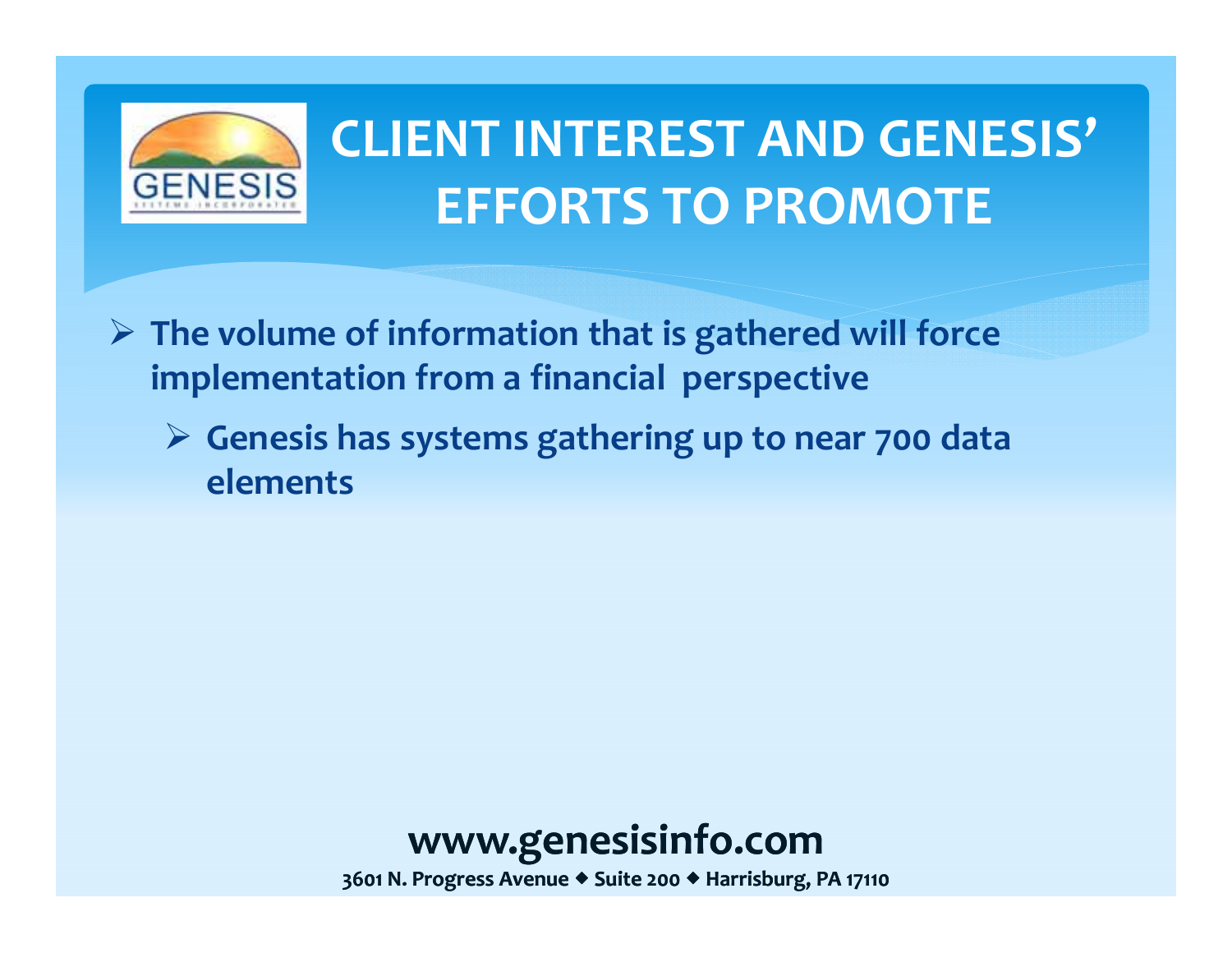# CLIENT INTEREST AND GENESIS' EFFORTS TO PROMOTE

- **The volume of information that is gathered will force implementation from a financial perspective**
  - **Genesis has systems gathering up to near 700 data elements**

**www.genesisinfo.com**

**3601 N. Progress Avenue ◆ Suite 200 ◆ Harrisburg, PA 17110**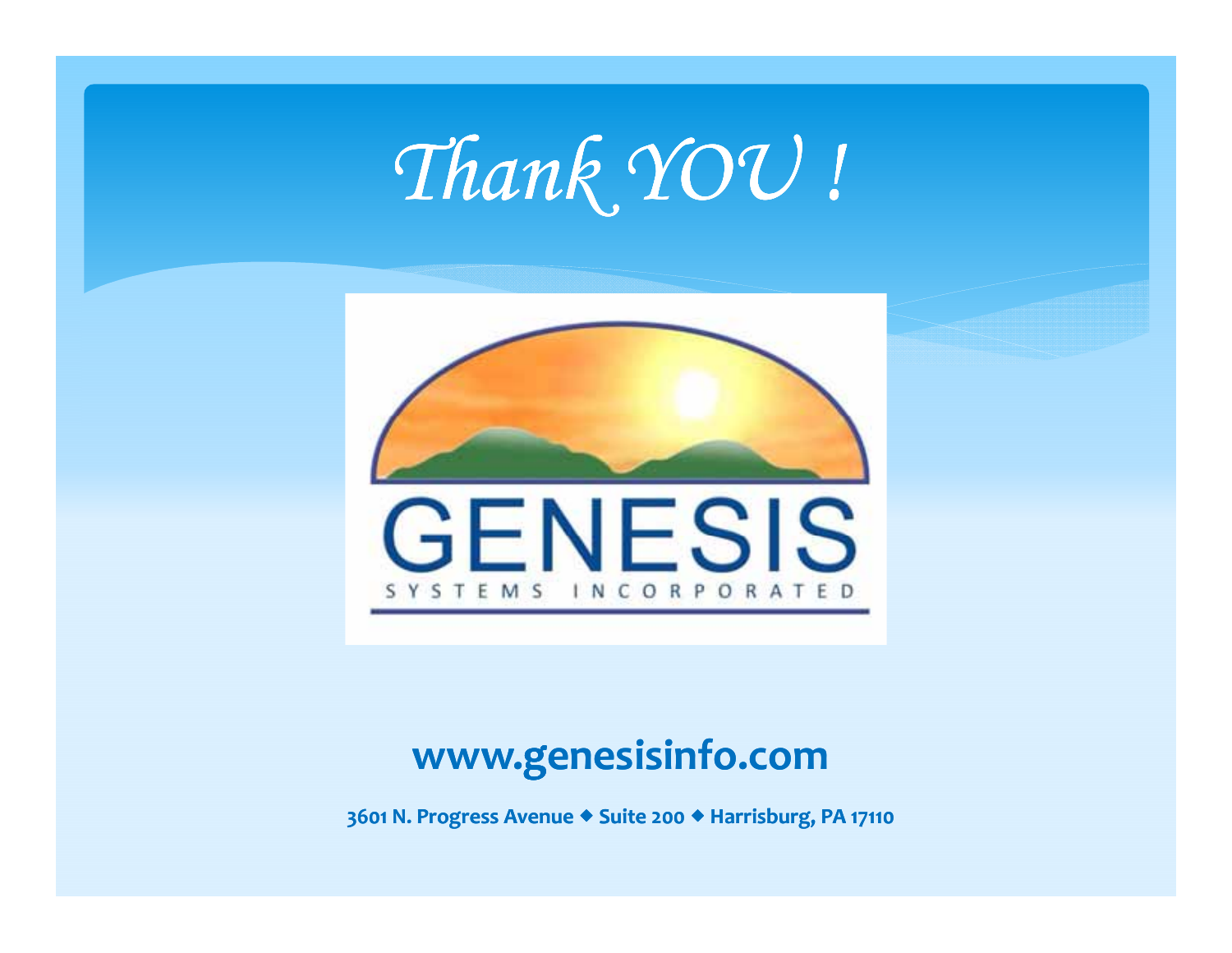# *Thank YOU !*

GENESIS

SYSTEMS INCORPORATED

**www.genesisinfo.com**

**3601 N. Progress Avenue ◆ Suite 200 ◆ Harrisburg, PA 17110**